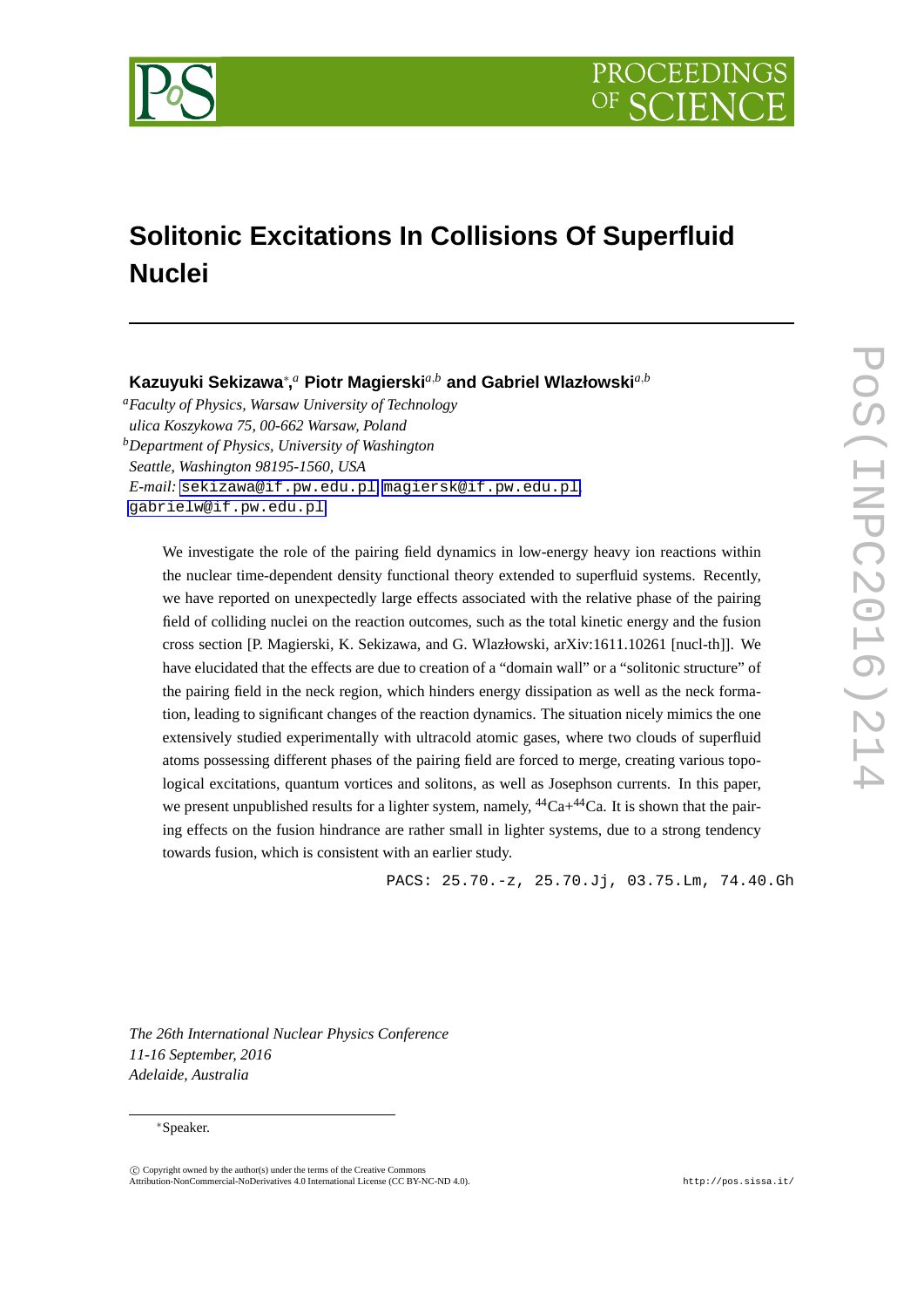# Solitonic Excitations In Collisions Of Superfluid Nuclei

**Kazuyuki Sekizawa**[*],[a] **Piotr Magierski**[a,b] **and Gabriel Wlazłowski**[a,b]

[a]*Faculty of Physics, Warsaw University of Technology*
*ulica Koszykowa 75, 00-662 Warsaw, Poland*
[b]*Department of Physics, University of Washington*
*Seattle, Washington 98195-1560, USA*
*E-mail:* sekizawa@if.pw.edu.pl, magiersk@if.pw.edu.pl, gabrielw@if.pw.edu.pl

We investigate the role of the pairing field dynamics in low-energy heavy ion reactions within the nuclear time-dependent density functional theory extended to superfluid systems. Recently, we have reported on unexpectedly large effects associated with the relative phase of the pairing field of colliding nuclei on the reaction outcomes, such as the total kinetic energy and the fusion cross section [P. Magierski, K. Sekizawa, and G. Wlazłowski, arXiv:1611.10261 [nucl-th]]. We have elucidated that the effects are due to creation of a "domain wall" or a "solitonic structure" of the pairing field in the neck region, which hinders energy dissipation as well as the neck formation, leading to significant changes of the reaction dynamics. The situation nicely mimics the one extensively studied experimentally with ultracold atomic gases, where two clouds of superfluid atoms possessing different phases of the pairing field are forced to merge, creating various topological excitations, quantum vortices and solitons, as well as Josephson currents. In this paper, we present unpublished results for a lighter system, namely, $^{44}$Ca+$^{44}$Ca. It is shown that the pairing effects on the fusion hindrance are rather small in lighter systems, due to a strong tendency towards fusion, which is consistent with an earlier study.

PACS: 25.70.-z, 25.70.Jj, 03.75.Lm, 74.40.Gh

*The 26th International Nuclear Physics Conference*
*11-16 September, 2016*
*Adelaide, Australia*

[*]Speaker.

© Copyright owned by the author(s) under the terms of the Creative Commons Attribution-NonCommercial-NoDerivatives 4.0 International License (CC BY-NC-ND 4.0).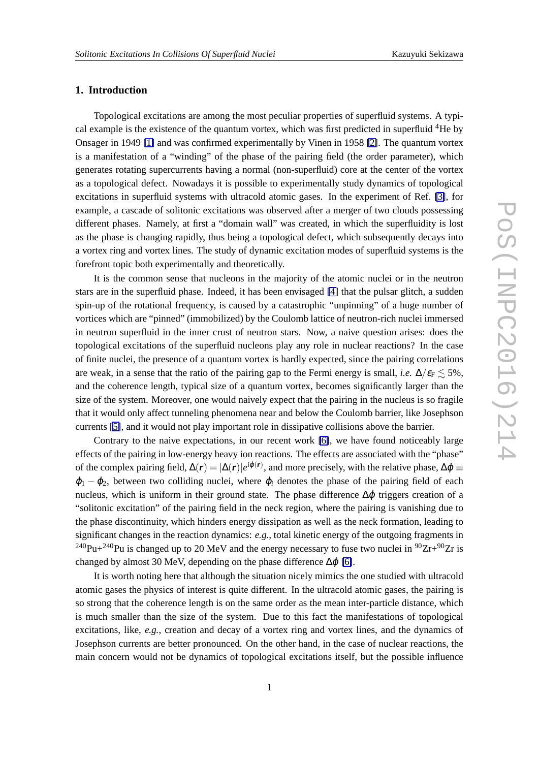## 1. Introduction

Topological excitations are among the most peculiar properties of superfluid systems. A typical example is the existence of the quantum vortex, which was first predicted in superfluid $^4$He by Onsager in 1949 [1] and was confirmed experimentally by Vinen in 1958 [2]. The quantum vortex is a manifestation of a "winding" of the phase of the pairing field (the order parameter), which generates rotating supercurrents having a normal (non-superfluid) core at the center of the vortex as a topological defect. Nowadays it is possible to experimentally study dynamics of topological excitations in superfluid systems with ultracold atomic gases. In the experiment of Ref. [3], for example, a cascade of solitonic excitations was observed after a merger of two clouds possessing different phases. Namely, at first a "domain wall" was created, in which the superfluidity is lost as the phase is changing rapidly, thus being a topological defect, which subsequently decays into a vortex ring and vortex lines. The study of dynamic excitation modes of superfluid systems is the forefront topic both experimentally and theoretically.

It is the common sense that nucleons in the majority of the atomic nuclei or in the neutron stars are in the superfluid phase. Indeed, it has been envisaged [4] that the pulsar glitch, a sudden spin-up of the rotational frequency, is caused by a catastrophic "unpinning" of a huge number of vortices which are "pinned" (immobilized) by the Coulomb lattice of neutron-rich nuclei immersed in neutron superfluid in the inner crust of neutron stars. Now, a naive question arises: does the topological excitations of the superfluid nucleons play any role in nuclear reactions? In the case of finite nuclei, the presence of a quantum vortex is hardly expected, since the pairing correlations are weak, in a sense that the ratio of the pairing gap to the Fermi energy is small, *i.e.* $\Delta/\varepsilon_{\rm F} \lesssim 5\%$, and the coherence length, typical size of a quantum vortex, becomes significantly larger than the size of the system. Moreover, one would naively expect that the pairing in the nucleus is so fragile that it would only affect tunneling phenomena near and below the Coulomb barrier, like Josephson currents [5], and it would not play important role in dissipative collisions above the barrier.

Contrary to the naive expectations, in our recent work [6], we have found noticeably large effects of the pairing in low-energy heavy ion reactions. The effects are associated with the "phase" of the complex pairing field, $\Delta(\boldsymbol{r}) = |\Delta(\boldsymbol{r})|e^{i\varphi(\boldsymbol{r})}$, and more precisely, with the relative phase, $\Delta\varphi \equiv \varphi_1 - \varphi_2$, between two colliding nuclei, where $\varphi_i$ denotes the phase of the pairing field of each nucleus, which is uniform in their ground state. The phase difference $\Delta\varphi$ triggers creation of a "solitonic excitation" of the pairing field in the neck region, where the pairing is vanishing due to the phase discontinuity, which hinders energy dissipation as well as the neck formation, leading to significant changes in the reaction dynamics: *e.g.*, total kinetic energy of the outgoing fragments in $^{240}$Pu+$^{240}$Pu is changed up to 20 MeV and the energy necessary to fuse two nuclei in $^{90}$Zr+$^{90}$Zr is changed by almost 30 MeV, depending on the phase difference $\Delta\varphi$ [6].

It is worth noting here that although the situation nicely mimics the one studied with ultracold atomic gases the physics of interest is quite different. In the ultracold atomic gases, the pairing is so strong that the coherence length is on the same order as the mean inter-particle distance, which is much smaller than the size of the system. Due to this fact the manifestations of topological excitations, like, *e.g.*, creation and decay of a vortex ring and vortex lines, and the dynamics of Josephson currents are better pronounced. On the other hand, in the case of nuclear reactions, the main concern would not be dynamics of topological excitations itself, but the possible influence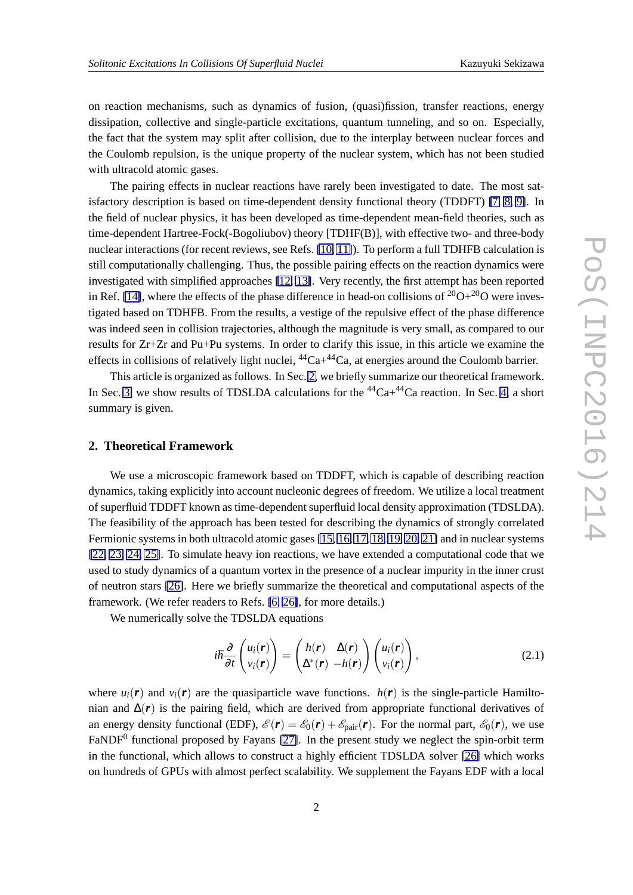on reaction mechanisms, such as dynamics of fusion, (quasi)fission, transfer reactions, energy dissipation, collective and single-particle excitations, quantum tunneling, and so on. Especially, the fact that the system may split after collision, due to the interplay between nuclear forces and the Coulomb repulsion, is the unique property of the nuclear system, which has not been studied with ultracold atomic gases.

The pairing effects in nuclear reactions have rarely been investigated to date. The most satisfactory description is based on time-dependent density functional theory (TDDFT) [7, 8, 9]. In the field of nuclear physics, it has been developed as time-dependent mean-field theories, such as time-dependent Hartree-Fock(-Bogoliubov) theory [TDHF(B)], with effective two- and three-body nuclear interactions (for recent reviews, see Refs. [10, 11]). To perform a full TDHFB calculation is still computationally challenging. Thus, the possible pairing effects on the reaction dynamics were investigated with simplified approaches [12, 13]. Very recently, the first attempt has been reported in Ref. [14], where the effects of the phase difference in head-on collisions of $^{20}$O+$^{20}$O were investigated based on TDHFB. From the results, a vestige of the repulsive effect of the phase difference was indeed seen in collision trajectories, although the magnitude is very small, as compared to our results for Zr+Zr and Pu+Pu systems. In order to clarify this issue, in this article we examine the effects in collisions of relatively light nuclei, $^{44}$Ca+$^{44}$Ca, at energies around the Coulomb barrier.

This article is organized as follows. In Sec. 2, we briefly summarize our theoretical framework. In Sec. 3, we show results of TDSLDA calculations for the $^{44}$Ca+$^{44}$Ca reaction. In Sec. 4, a short summary is given.

## 2. Theoretical Framework

We use a microscopic framework based on TDDFT, which is capable of describing reaction dynamics, taking explicitly into account nucleonic degrees of freedom. We utilize a local treatment of superfluid TDDFT known as time-dependent superfluid local density approximation (TDSLDA). The feasibility of the approach has been tested for describing the dynamics of strongly correlated Fermionic systems in both ultracold atomic gases [15, 16, 17, 18, 19, 20, 21] and in nuclear systems [22, 23, 24, 25]. To simulate heavy ion reactions, we have extended a computational code that we used to study dynamics of a quantum vortex in the presence of a nuclear impurity in the inner crust of neutron stars [26]. Here we briefly summarize the theoretical and computational aspects of the framework. (We refer readers to Refs. [6, 26], for more details.)

We numerically solve the TDSLDA equations

$$
i\hbar\frac{\partial}{\partial t}\begin{pmatrix} u_i(\boldsymbol{r}) \\ v_i(\boldsymbol{r}) \end{pmatrix} = \begin{pmatrix} h(\boldsymbol{r}) & \Delta(\boldsymbol{r}) \\ \Delta^*(\boldsymbol{r}) & -h(\boldsymbol{r}) \end{pmatrix} \begin{pmatrix} u_i(\boldsymbol{r}) \\ v_i(\boldsymbol{r}) \end{pmatrix}, \tag{2.1}
$$

where $u_i(\boldsymbol{r})$ and $v_i(\boldsymbol{r})$ are the quasiparticle wave functions. $h(\boldsymbol{r})$ is the single-particle Hamiltonian and $\Delta(\boldsymbol{r})$ is the pairing field, which are derived from appropriate functional derivatives of an energy density functional (EDF), $\mathscr{E}(\boldsymbol{r}) = \mathscr{E}_0(\boldsymbol{r}) + \mathscr{E}_{\rm pair}(\boldsymbol{r})$. For the normal part, $\mathscr{E}_0(\boldsymbol{r})$, we use FaNDF$^0$ functional proposed by Fayans [27]. In the present study we neglect the spin-orbit term in the functional, which allows to construct a highly efficient TDSLDA solver [26] which works on hundreds of GPUs with almost perfect scalability. We supplement the Fayans EDF with a local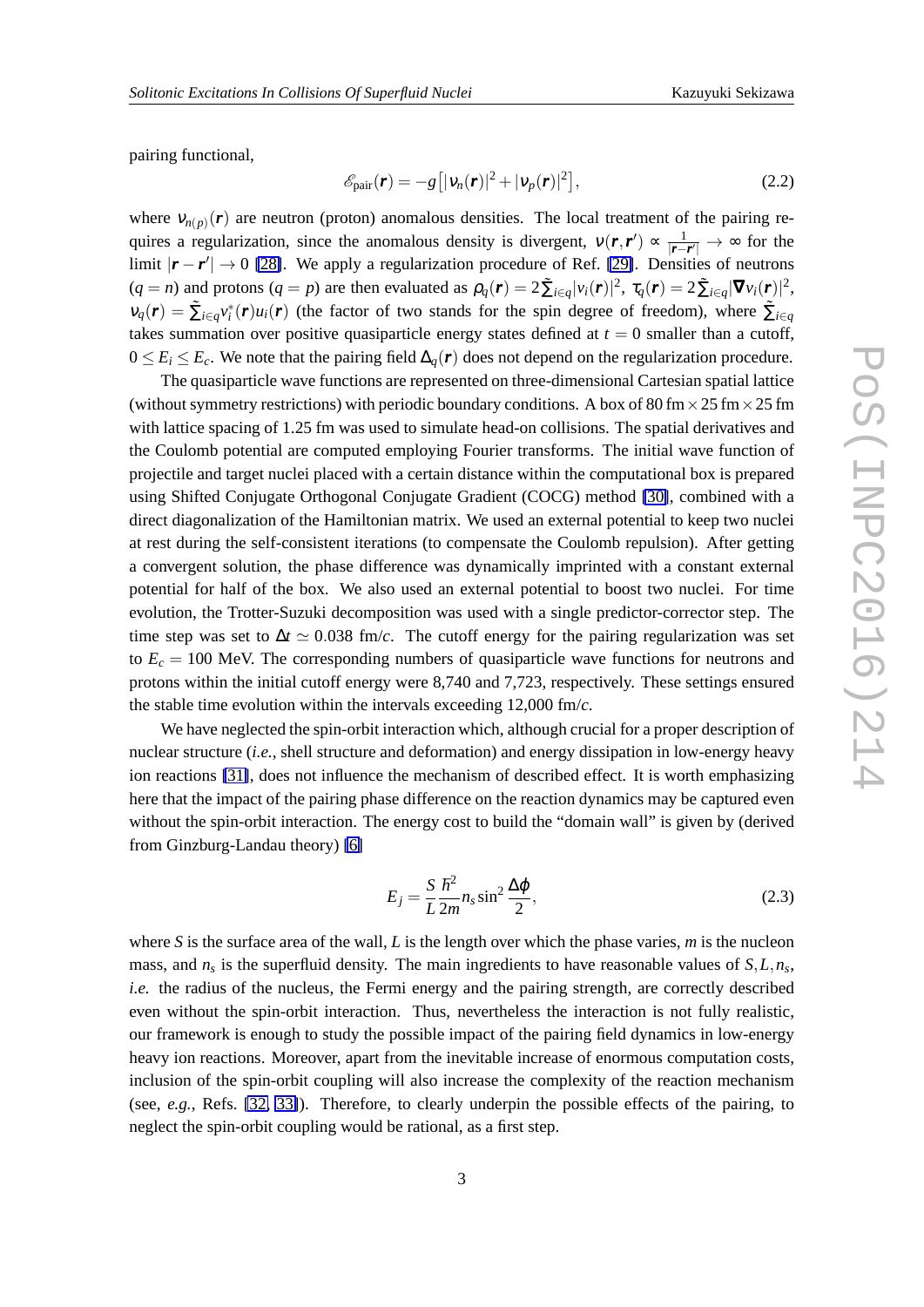pairing functional,

$$\mathscr{E}_{\rm pair}(\boldsymbol{r}) = -g\big[|\nu_n(\boldsymbol{r})|^2 + |\nu_p(\boldsymbol{r})|^2\big], \tag{2.2}$$

where $\nu_{n(p)}(\boldsymbol{r})$ are neutron (proton) anomalous densities. The local treatment of the pairing requires a regularization, since the anomalous density is divergent, $\nu(\boldsymbol{r},\boldsymbol{r}') \propto \frac{1}{|\boldsymbol{r}-\boldsymbol{r}'|} \to \infty$ for the limit $|\boldsymbol{r}-\boldsymbol{r}'| \to 0$ [28]. We apply a regularization procedure of Ref. [29]. Densities of neutrons ($q=n$) and protons ($q=p$) are then evaluated as $\rho_q(\boldsymbol{r}) = 2\tilde{\sum}_{i\in q}|v_i(\boldsymbol{r})|^2$, $\tau_q(\boldsymbol{r}) = 2\tilde{\sum}_{i\in q}|\boldsymbol{\nabla} v_i(\boldsymbol{r})|^2$, $\nu_q(\boldsymbol{r}) = \tilde{\sum}_{i\in q} v_i^*(\boldsymbol{r}) u_i(\boldsymbol{r})$ (the factor of two stands for the spin degree of freedom), where $\tilde{\sum}_{i\in q}$ takes summation over positive quasiparticle energy states defined at $t=0$ smaller than a cutoff, $0 \le E_i \le E_c$. We note that the pairing field $\Delta_q(\boldsymbol{r})$ does not depend on the regularization procedure.

The quasiparticle wave functions are represented on three-dimensional Cartesian spatial lattice (without symmetry restrictions) with periodic boundary conditions. A box of 80 fm $\times$ 25 fm $\times$ 25 fm with lattice spacing of 1.25 fm was used to simulate head-on collisions. The spatial derivatives and the Coulomb potential are computed employing Fourier transforms. The initial wave function of projectile and target nuclei placed with a certain distance within the computational box is prepared using Shifted Conjugate Orthogonal Conjugate Gradient (COCG) method [30], combined with a direct diagonalization of the Hamiltonian matrix. We used an external potential to keep two nuclei at rest during the self-consistent iterations (to compensate the Coulomb repulsion). After getting a convergent solution, the phase difference was dynamically imprinted with a constant external potential for half of the box. We also used an external potential to boost two nuclei. For time evolution, the Trotter-Suzuki decomposition was used with a single predictor-corrector step. The time step was set to $\Delta t \simeq 0.038$ fm/$c$. The cutoff energy for the pairing regularization was set to $E_c = 100$ MeV. The corresponding numbers of quasiparticle wave functions for neutrons and protons within the initial cutoff energy were 8,740 and 7,723, respectively. These settings ensured the stable time evolution within the intervals exceeding 12,000 fm/$c$.

We have neglected the spin-orbit interaction which, although crucial for a proper description of nuclear structure (*i.e.*, shell structure and deformation) and energy dissipation in low-energy heavy ion reactions [31], does not influence the mechanism of described effect. It is worth emphasizing here that the impact of the pairing phase difference on the reaction dynamics may be captured even without the spin-orbit interaction. The energy cost to build the "domain wall" is given by (derived from Ginzburg-Landau theory) [6]

$$E_j = \frac{S}{L}\frac{\hbar^2}{2m} n_s \sin^2\frac{\Delta\varphi}{2}, \tag{2.3}$$

where $S$ is the surface area of the wall, $L$ is the length over which the phase varies, $m$ is the nucleon mass, and $n_s$ is the superfluid density. The main ingredients to have reasonable values of $S, L, n_s$, *i.e.* the radius of the nucleus, the Fermi energy and the pairing strength, are correctly described even without the spin-orbit interaction. Thus, nevertheless the interaction is not fully realistic, our framework is enough to study the possible impact of the pairing field dynamics in low-energy heavy ion reactions. Moreover, apart from the inevitable increase of enormous computation costs, inclusion of the spin-orbit coupling will also increase the complexity of the reaction mechanism (see, *e.g.*, Refs. [32, 33]). Therefore, to clearly underpin the possible effects of the pairing, to neglect the spin-orbit coupling would be rational, as a first step.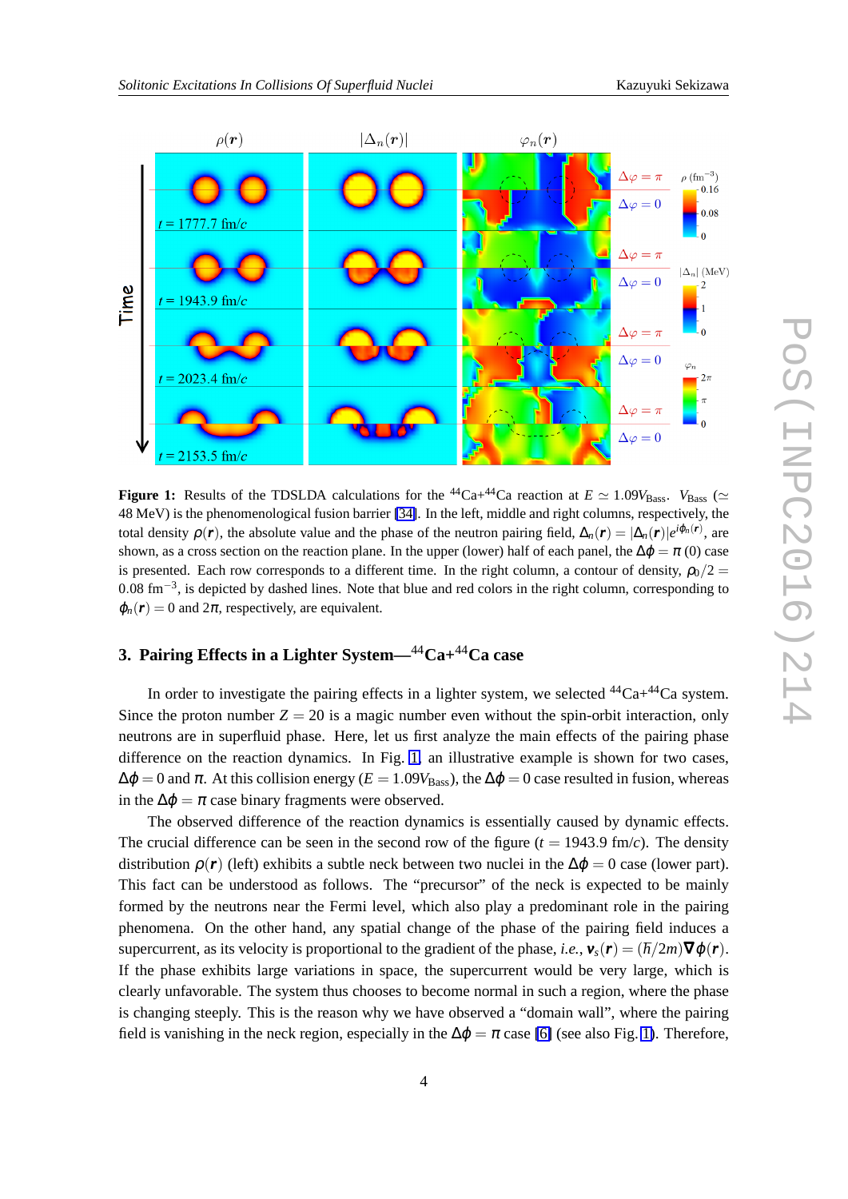**Figure 1:** Results of the TDSLDA calculations for the $^{44}$Ca+$^{44}$Ca reaction at $E \simeq 1.09V_{\rm Bass}$. $V_{\rm Bass}$ ($\simeq$ 48 MeV) is the phenomenological fusion barrier [34]. In the left, middle and right columns, respectively, the total density $\rho(\boldsymbol{r})$, the absolute value and the phase of the neutron pairing field, $\Delta_n(\boldsymbol{r}) = |\Delta_n(\boldsymbol{r})|e^{i\phi_n(\boldsymbol{r})}$, are shown, as a cross section on the reaction plane. In the upper (lower) half of each panel, the $\Delta\phi = \pi$ (0) case is presented. Each row corresponds to a different time. In the right column, a contour of density, $\rho_0/2 = 0.08$ fm$^{-3}$, is depicted by dashed lines. Note that blue and red colors in the right column, corresponding to $\phi_n(\boldsymbol{r}) = 0$ and $2\pi$, respectively, are equivalent.

## 3. Pairing Effects in a Lighter System—$^{44}$Ca+$^{44}$Ca case

In order to investigate the pairing effects in a lighter system, we selected $^{44}$Ca+$^{44}$Ca system. Since the proton number $Z = 20$ is a magic number even without the spin-orbit interaction, only neutrons are in superfluid phase. Here, let us first analyze the main effects of the pairing phase difference on the reaction dynamics. In Fig. 1, an illustrative example is shown for two cases, $\Delta\phi = 0$ and $\pi$. At this collision energy ($E = 1.09V_{\rm Bass}$), the $\Delta\phi = 0$ case resulted in fusion, whereas in the $\Delta\phi = \pi$ case binary fragments were observed.

The observed difference of the reaction dynamics is essentially caused by dynamic effects. The crucial difference can be seen in the second row of the figure ($t = 1943.9$ fm/$c$). The density distribution $\rho(\boldsymbol{r})$ (left) exhibits a subtle neck between two nuclei in the $\Delta\phi = 0$ case (lower part). This fact can be understood as follows. The "precursor" of the neck is expected to be mainly formed by the neutrons near the Fermi level, which also play a predominant role in the pairing phenomena. On the other hand, any spatial change of the phase of the pairing field induces a supercurrent, as its velocity is proportional to the gradient of the phase, *i.e.*, $\boldsymbol{v}_s(\boldsymbol{r}) = (\hbar/2m)\boldsymbol{\nabla}\phi(\boldsymbol{r})$. If the phase exhibits large variations in space, the supercurrent would be very large, which is clearly unfavorable. The system thus chooses to become normal in such a region, where the phase is changing steeply. This is the reason why we have observed a "domain wall", where the pairing field is vanishing in the neck region, especially in the $\Delta\phi = \pi$ case [6] (see also Fig. 1). Therefore,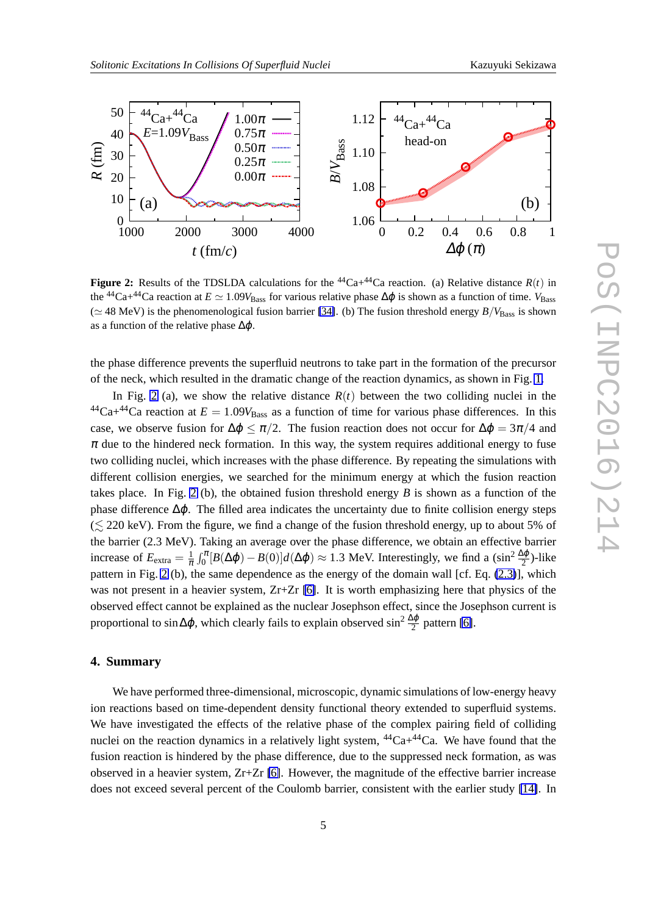**Figure 2:** Results of the TDSLDA calculations for the $^{44}$Ca+$^{44}$Ca reaction. (a) Relative distance $R(t)$ in the $^{44}$Ca+$^{44}$Ca reaction at $E \simeq 1.09V_{\rm Bass}$ for various relative phase $\Delta\varphi$ is shown as a function of time. $V_{\rm Bass}$ ($\simeq$ 48 MeV) is the phenomenological fusion barrier [34]. (b) The fusion threshold energy $B/V_{\rm Bass}$ is shown as a function of the relative phase $\Delta\varphi$.

the phase difference prevents the superfluid neutrons to take part in the formation of the precursor of the neck, which resulted in the dramatic change of the reaction dynamics, as shown in Fig. 1.

In Fig. 2 (a), we show the relative distance $R(t)$ between the two colliding nuclei in the $^{44}$Ca+$^{44}$Ca reaction at $E = 1.09V_{\rm Bass}$ as a function of time for various phase differences. In this case, we observe fusion for $\Delta\varphi \leq \pi/2$. The fusion reaction does not occur for $\Delta\varphi = 3\pi/4$ and $\pi$ due to the hindered neck formation. In this way, the system requires additional energy to fuse two colliding nuclei, which increases with the phase difference. By repeating the simulations with different collision energies, we searched for the minimum energy at which the fusion reaction takes place. In Fig. 2 (b), the obtained fusion threshold energy $B$ is shown as a function of the phase difference $\Delta\varphi$. The filled area indicates the uncertainty due to finite collision energy steps ($\lesssim$ 220 keV). From the figure, we find a change of the fusion threshold energy, up to about 5% of the barrier (2.3 MeV). Taking an average over the phase difference, we obtain an effective barrier increase of $E_{\rm extra} = \frac{1}{\pi}\int_0^{\pi}[B(\Delta\varphi) - B(0)]d(\Delta\varphi) \approx 1.3$ MeV. Interestingly, we find a ($\sin^2\frac{\Delta\varphi}{2}$)-like pattern in Fig. 2 (b), the same dependence as the energy of the domain wall [cf. Eq. (2.3)], which was not present in a heavier system, Zr+Zr [6]. It is worth emphasizing here that physics of the observed effect cannot be explained as the nuclear Josephson effect, since the Josephson current is proportional to $\sin\Delta\varphi$, which clearly fails to explain observed $\sin^2\frac{\Delta\varphi}{2}$ pattern [6].

## 4. Summary

We have performed three-dimensional, microscopic, dynamic simulations of low-energy heavy ion reactions based on time-dependent density functional theory extended to superfluid systems. We have investigated the effects of the relative phase of the complex pairing field of colliding nuclei on the reaction dynamics in a relatively light system, $^{44}$Ca+$^{44}$Ca. We have found that the fusion reaction is hindered by the phase difference, due to the suppressed neck formation, as was observed in a heavier system, Zr+Zr [6]. However, the magnitude of the effective barrier increase does not exceed several percent of the Coulomb barrier, consistent with the earlier study [14]. In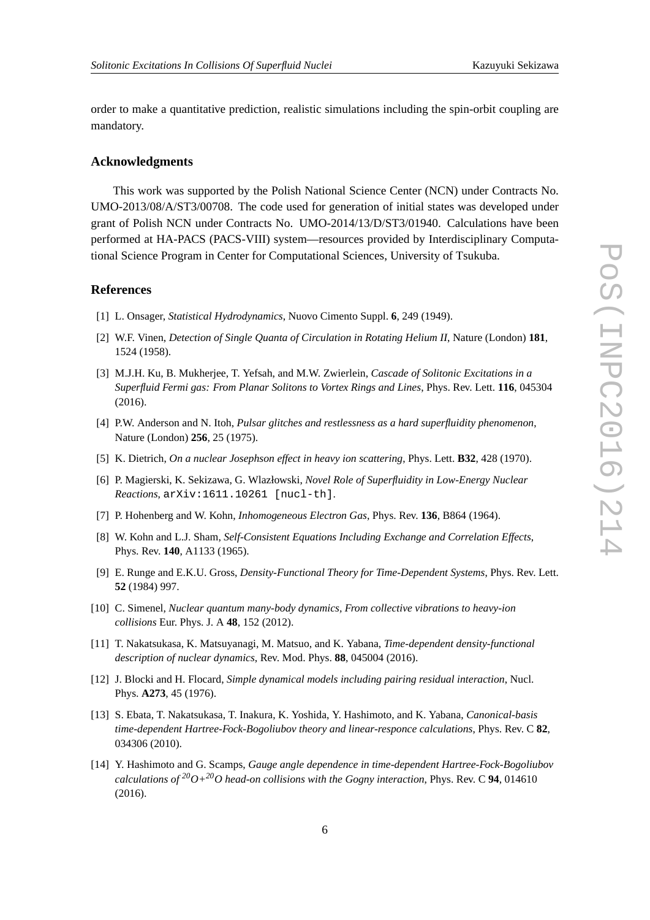order to make a quantitative prediction, realistic simulations including the spin-orbit coupling are mandatory.

### Acknowledgments

This work was supported by the Polish National Science Center (NCN) under Contracts No. UMO-2013/08/A/ST3/00708. The code used for generation of initial states was developed under grant of Polish NCN under Contracts No. UMO-2014/13/D/ST3/01940. Calculations have been performed at HA-PACS (PACS-VIII) system—resources provided by Interdisciplinary Computational Science Program in Center for Computational Sciences, University of Tsukuba.

### References

[1] L. Onsager, *Statistical Hydrodynamics*, Nuovo Cimento Suppl. **6**, 249 (1949).

[2] W.F. Vinen, *Detection of Single Quanta of Circulation in Rotating Helium II*, Nature (London) **181**, 1524 (1958).

[3] M.J.H. Ku, B. Mukherjee, T. Yefsah, and M.W. Zwierlein, *Cascade of Solitonic Excitations in a Superfluid Fermi gas: From Planar Solitons to Vortex Rings and Lines*, Phys. Rev. Lett. **116**, 045304 (2016).

[4] P.W. Anderson and N. Itoh, *Pulsar glitches and restlessness as a hard superfluidity phenomenon*, Nature (London) **256**, 25 (1975).

[5] K. Dietrich, *On a nuclear Josephson effect in heavy ion scattering*, Phys. Lett. **B32**, 428 (1970).

[6] P. Magierski, K. Sekizawa, G. Wlazłowski, *Novel Role of Superfluidity in Low-Energy Nuclear Reactions*, arXiv:1611.10261 [nucl-th].

[7] P. Hohenberg and W. Kohn, *Inhomogeneous Electron Gas*, Phys. Rev. **136**, B864 (1964).

[8] W. Kohn and L.J. Sham, *Self-Consistent Equations Including Exchange and Correlation Effects*, Phys. Rev. **140**, A1133 (1965).

[9] E. Runge and E.K.U. Gross, *Density-Functional Theory for Time-Dependent Systems*, Phys. Rev. Lett. **52** (1984) 997.

[10] C. Simenel, *Nuclear quantum many-body dynamics, From collective vibrations to heavy-ion collisions* Eur. Phys. J. A **48**, 152 (2012).

[11] T. Nakatsukasa, K. Matsuyanagi, M. Matsuo, and K. Yabana, *Time-dependent density-functional description of nuclear dynamics*, Rev. Mod. Phys. **88**, 045004 (2016).

[12] J. Blocki and H. Flocard, *Simple dynamical models including pairing residual interaction*, Nucl. Phys. **A273**, 45 (1976).

[13] S. Ebata, T. Nakatsukasa, T. Inakura, K. Yoshida, Y. Hashimoto, and K. Yabana, *Canonical-basis time-dependent Hartree-Fock-Bogoliubov theory and linear-responce calculations*, Phys. Rev. C **82**, 034306 (2010).

[14] Y. Hashimoto and G. Scamps, *Gauge angle dependence in time-dependent Hartree-Fock-Bogoliubov calculations of $^{20}O+^{20}O$ head-on collisions with the Gogny interaction*, Phys. Rev. C **94**, 014610 (2016).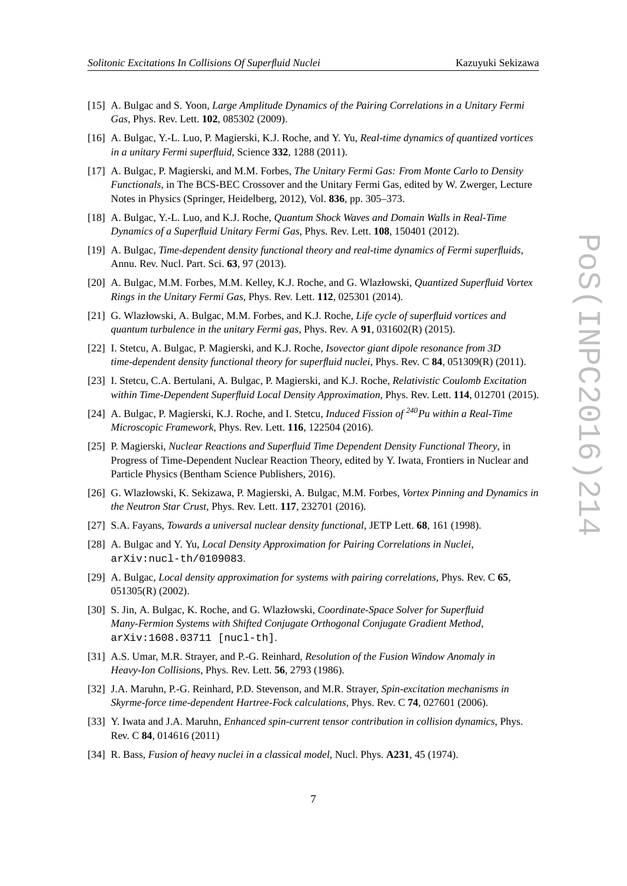[15] A. Bulgac and S. Yoon, *Large Amplitude Dynamics of the Pairing Correlations in a Unitary Fermi Gas*, Phys. Rev. Lett. **102**, 085302 (2009).

[16] A. Bulgac, Y.-L. Luo, P. Magierski, K.J. Roche, and Y. Yu, *Real-time dynamics of quantized vortices in a unitary Fermi superfluid*, Science **332**, 1288 (2011).

[17] A. Bulgac, P. Magierski, and M.M. Forbes, *The Unitary Fermi Gas: From Monte Carlo to Density Functionals*, in The BCS-BEC Crossover and the Unitary Fermi Gas, edited by W. Zwerger, Lecture Notes in Physics (Springer, Heidelberg, 2012), Vol. **836**, pp. 305–373.

[18] A. Bulgac, Y.-L. Luo, and K.J. Roche, *Quantum Shock Waves and Domain Walls in Real-Time Dynamics of a Superfluid Unitary Fermi Gas*, Phys. Rev. Lett. **108**, 150401 (2012).

[19] A. Bulgac, *Time-dependent density functional theory and real-time dynamics of Fermi superfluids*, Annu. Rev. Nucl. Part. Sci. **63**, 97 (2013).

[20] A. Bulgac, M.M. Forbes, M.M. Kelley, K.J. Roche, and G. Wlazłowski, *Quantized Superfluid Vortex Rings in the Unitary Fermi Gas*, Phys. Rev. Lett. **112**, 025301 (2014).

[21] G. Wlazłowski, A. Bulgac, M.M. Forbes, and K.J. Roche, *Life cycle of superfluid vortices and quantum turbulence in the unitary Fermi gas*, Phys. Rev. A **91**, 031602(R) (2015).

[22] I. Stetcu, A. Bulgac, P. Magierski, and K.J. Roche, *Isovector giant dipole resonance from 3D time-dependent density functional theory for superfluid nuclei*, Phys. Rev. C **84**, 051309(R) (2011).

[23] I. Stetcu, C.A. Bertulani, A. Bulgac, P. Magierski, and K.J. Roche, *Relativistic Coulomb Excitation within Time-Dependent Superfluid Local Density Approximation*, Phys. Rev. Lett. **114**, 012701 (2015).

[24] A. Bulgac, P. Magierski, K.J. Roche, and I. Stetcu, *Induced Fission of $^{240}$Pu within a Real-Time Microscopic Framework*, Phys. Rev. Lett. **116**, 122504 (2016).

[25] P. Magierski, *Nuclear Reactions and Superfluid Time Dependent Density Functional Theory*, in Progress of Time-Dependent Nuclear Reaction Theory, edited by Y. Iwata, Frontiers in Nuclear and Particle Physics (Bentham Science Publishers, 2016).

[26] G. Wlazłowski, K. Sekizawa, P. Magierski, A. Bulgac, M.M. Forbes, *Vortex Pinning and Dynamics in the Neutron Star Crust*, Phys. Rev. Lett. **117**, 232701 (2016).

[27] S.A. Fayans, *Towards a universal nuclear density functional*, JETP Lett. **68**, 161 (1998).

[28] A. Bulgac and Y. Yu, *Local Density Approximation for Pairing Correlations in Nuclei*, arXiv:nucl-th/0109083.

[29] A. Bulgac, *Local density approximation for systems with pairing correlations*, Phys. Rev. C **65**, 051305(R) (2002).

[30] S. Jin, A. Bulgac, K. Roche, and G. Wlazłowski, *Coordinate-Space Solver for Superfluid Many-Fermion Systems with Shifted Conjugate Orthogonal Conjugate Gradient Method*, arXiv:1608.03711 [nucl-th].

[31] A.S. Umar, M.R. Strayer, and P.-G. Reinhard, *Resolution of the Fusion Window Anomaly in Heavy-Ion Collisions*, Phys. Rev. Lett. **56**, 2793 (1986).

[32] J.A. Maruhn, P.-G. Reinhard, P.D. Stevenson, and M.R. Strayer, *Spin-excitation mechanisms in Skyrme-force time-dependent Hartree-Fock calculations*, Phys. Rev. C **74**, 027601 (2006).

[33] Y. Iwata and J.A. Maruhn, *Enhanced spin-current tensor contribution in collision dynamics*, Phys. Rev. C **84**, 014616 (2011)

[34] R. Bass, *Fusion of heavy nuclei in a classical model*, Nucl. Phys. **A231**, 45 (1974).